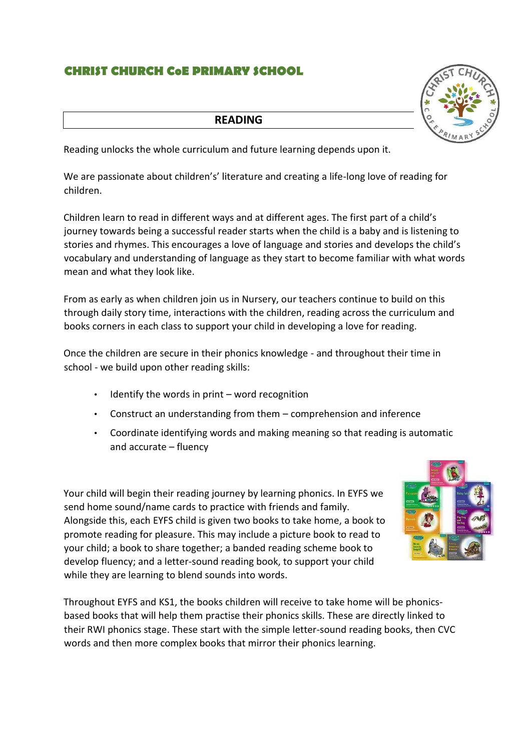# CHRIST CHURCH CoE PRIMARY SCHOOL

## READING

Reading unlocks the whole curriculum and future learning depends upon it.

We are passionate about children's' literature and creating a life-long love of reading for children.

Children learn to read in different ways and at different ages. The first part of a child's journey towards being a successful reader starts when the child is a baby and is listening to stories and rhymes. This encourages a love of language and stories and develops the child's vocabulary and understanding of language as they start to become familiar with what words mean and what they look like.

From as early as when children join us in Nursery, our teachers continue to build on this through daily story time, interactions with the children, reading across the curriculum and books corners in each class to support your child in developing a love for reading.

Once the children are secure in their phonics knowledge - and throughout their time in school - we build upon other reading skills:

- Identify the words in print – word recognition
- Construct an understanding from them – comprehension and inference
- Coordinate identifying words and making meaning so that reading is automatic and accurate – fluency

Your child will begin their reading journey by learning phonics. In EYFS we send home sound/name cards to practice with friends and family. Alongside this, each EYFS child is given two books to take home, a book to promote reading for pleasure. This may include a picture book to read to your child; a book to share together; a banded reading scheme book to develop fluency; and a letter-sound reading book, to support your child while they are learning to blend sounds into words.

Throughout EYFS and KS1, the books children will receive to take home will be phonics-based books that will help them practise their phonics skills. These are directly linked to their RWI phonics stage. These start with the simple letter-sound reading books, then CVC words and then more complex books that mirror their phonics learning.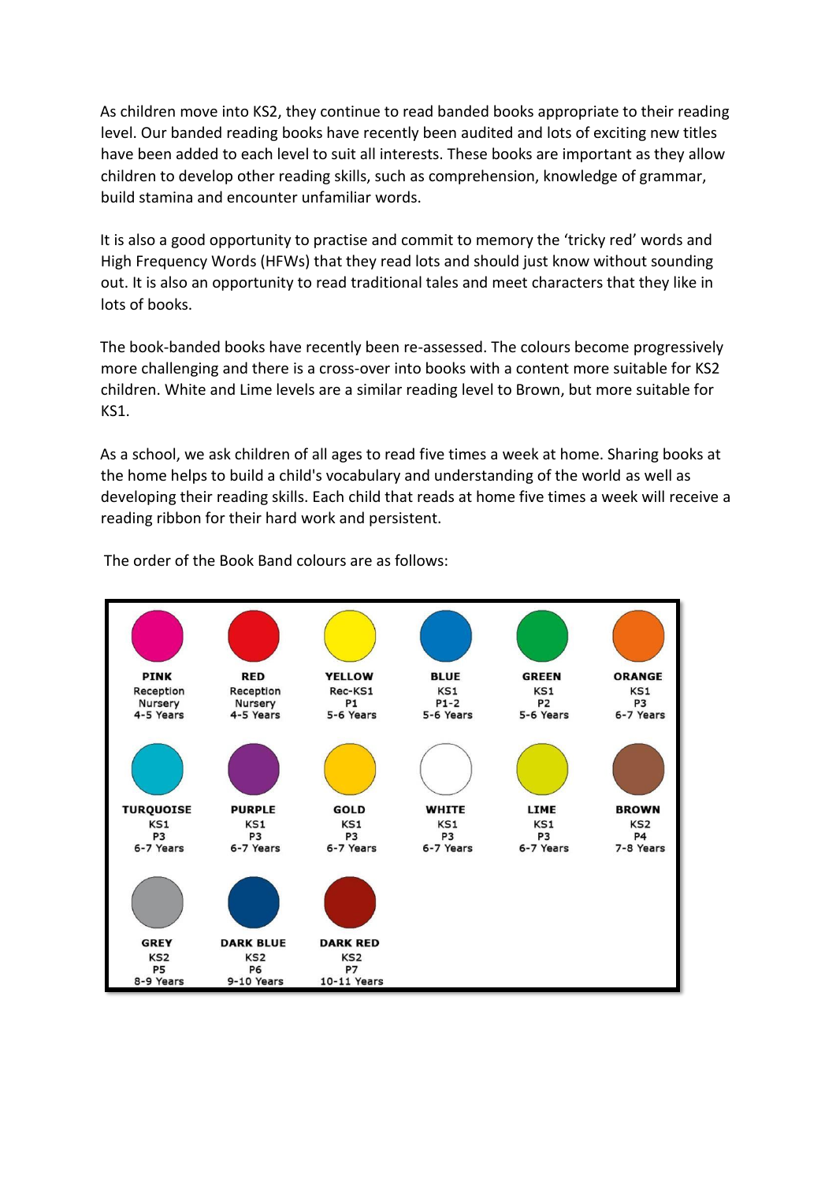As children move into KS2, they continue to read banded books appropriate to their reading level. Our banded reading books have recently been audited and lots of exciting new titles have been added to each level to suit all interests. These books are important as they allow children to develop other reading skills, such as comprehension, knowledge of grammar, build stamina and encounter unfamiliar words.

It is also a good opportunity to practise and commit to memory the 'tricky red' words and High Frequency Words (HFWs) that they read lots and should just know without sounding out. It is also an opportunity to read traditional tales and meet characters that they like in lots of books.

The book-banded books have recently been re-assessed. The colours become progressively more challenging and there is a cross-over into books with a content more suitable for KS2 children. White and Lime levels are a similar reading level to Brown, but more suitable for KS1.

As a school, we ask children of all ages to read five times a week at home. Sharing books at the home helps to build a child's vocabulary and understanding of the world as well as developing their reading skills. Each child that reads at home five times a week will receive a reading ribbon for their hard work and persistent.

The order of the Book Band colours are as follows:

| | | | | | |
|---|---|---|---|---|---|
| **PINK**<br>Reception<br>Nursery<br>4-5 Years | **RED**<br>Reception<br>Nursery<br>4-5 Years | **YELLOW**<br>Rec-KS1<br>P1<br>5-6 Years | **BLUE**<br>KS1<br>P1-2<br>5-6 Years | **GREEN**<br>KS1<br>P2<br>5-6 Years | **ORANGE**<br>KS1<br>P3<br>6-7 Years |
| **TURQUOISE**<br>KS1<br>P3<br>6-7 Years | **PURPLE**<br>KS1<br>P3<br>6-7 Years | **GOLD**<br>KS1<br>P3<br>6-7 Years | **WHITE**<br>KS1<br>P3<br>6-7 Years | **LIME**<br>KS1<br>P3<br>6-7 Years | **BROWN**<br>KS2<br>P4<br>7-8 Years |
| **GREY**<br>KS2<br>P5<br>8-9 Years | **DARK BLUE**<br>KS2<br>P6<br>9-10 Years | **DARK RED**<br>KS2<br>P7<br>10-11 Years | | | |